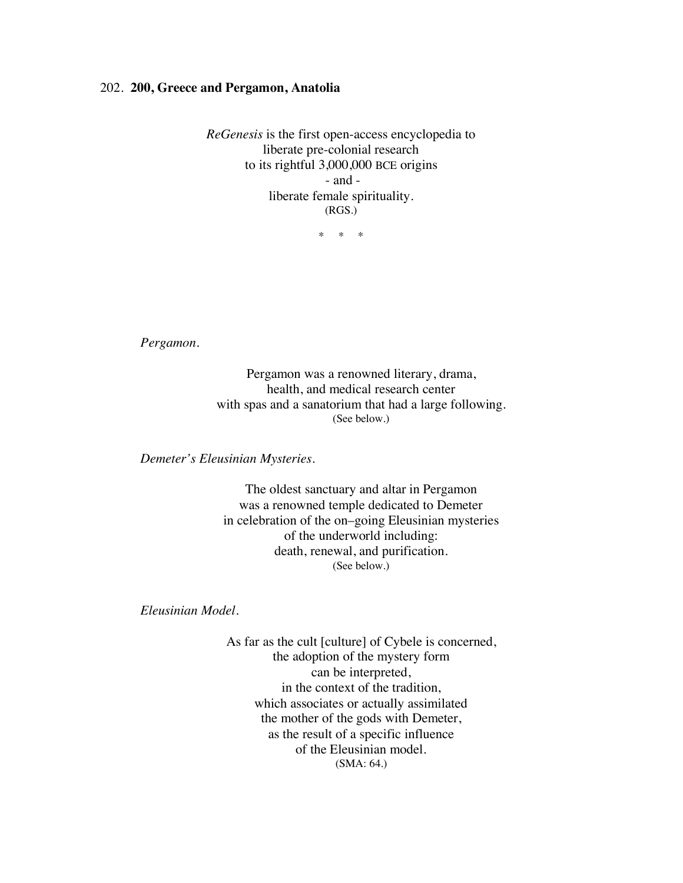## 202. **200, Greece and Pergamon, Anatolia**

*ReGenesis* is the first open-access encyclopedia to
liberate pre-colonial research
to its rightful 3,000,000 BCE origins
- and -
liberate female spirituality.
(RGS.)

\* \* \*

*Pergamon.*

Pergamon was a renowned literary, drama,
health, and medical research center
with spas and a sanatorium that had a large following.
(See below.)

*Demeter's Eleusinian Mysteries.*

The oldest sanctuary and altar in Pergamon
was a renowned temple dedicated to Demeter
in celebration of the on–going Eleusinian mysteries
of the underworld including:
death, renewal, and purification.
(See below.)

*Eleusinian Model.*

As far as the cult [culture] of Cybele is concerned,
the adoption of the mystery form
can be interpreted,
in the context of the tradition,
which associates or actually assimilated
the mother of the gods with Demeter,
as the result of a specific influence
of the Eleusinian model.
(SMA: 64.)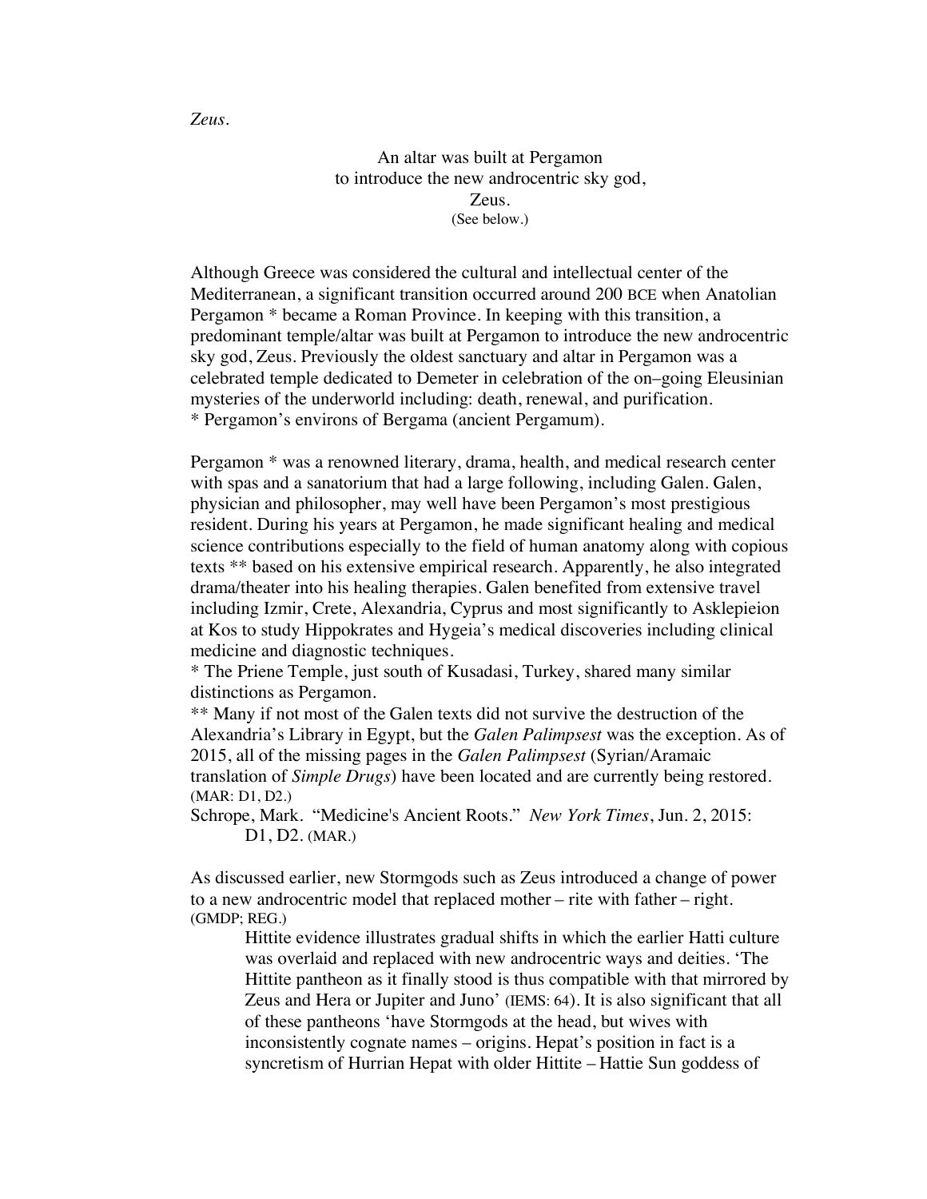*Zeus.*

An altar was built at Pergamon
to introduce the new androcentric sky god,
Zeus.
(See below.)

Although Greece was considered the cultural and intellectual center of the Mediterranean, a significant transition occurred around 200 BCE when Anatolian Pergamon * became a Roman Province. In keeping with this transition, a predominant temple/altar was built at Pergamon to introduce the new androcentric sky god, Zeus. Previously the oldest sanctuary and altar in Pergamon was a celebrated temple dedicated to Demeter in celebration of the on–going Eleusinian mysteries of the underworld including: death, renewal, and purification.
* Pergamon's environs of Bergama (ancient Pergamum).

Pergamon * was a renowned literary, drama, health, and medical research center with spas and a sanatorium that had a large following, including Galen. Galen, physician and philosopher, may well have been Pergamon's most prestigious resident. During his years at Pergamon, he made significant healing and medical science contributions especially to the field of human anatomy along with copious texts ** based on his extensive empirical research. Apparently, he also integrated drama/theater into his healing therapies. Galen benefited from extensive travel including Izmir, Crete, Alexandria, Cyprus and most significantly to Asklepieion at Kos to study Hippokrates and Hygeia's medical discoveries including clinical medicine and diagnostic techniques.
* The Priene Temple, just south of Kusadasi, Turkey, shared many similar distinctions as Pergamon.
** Many if not most of the Galen texts did not survive the destruction of the Alexandria's Library in Egypt, but the *Galen Palimpsest* was the exception. As of 2015, all of the missing pages in the *Galen Palimpsest* (Syrian/Aramaic translation of *Simple Drugs*) have been located and are currently being restored. (MAR: D1, D2.)
Schrope, Mark. "Medicine's Ancient Roots." *New York Times*, Jun. 2, 2015: D1, D2. (MAR.)

As discussed earlier, new Stormgods such as Zeus introduced a change of power to a new androcentric model that replaced mother – rite with father – right. (GMDP; REG.)

> Hittite evidence illustrates gradual shifts in which the earlier Hatti culture was overlaid and replaced with new androcentric ways and deities. 'The Hittite pantheon as it finally stood is thus compatible with that mirrored by Zeus and Hera or Jupiter and Juno' (IEMS: 64). It is also significant that all of these pantheons 'have Stormgods at the head, but wives with inconsistently cognate names – origins. Hepat's position in fact is a syncretism of Hurrian Hepat with older Hittite – Hattie Sun goddess of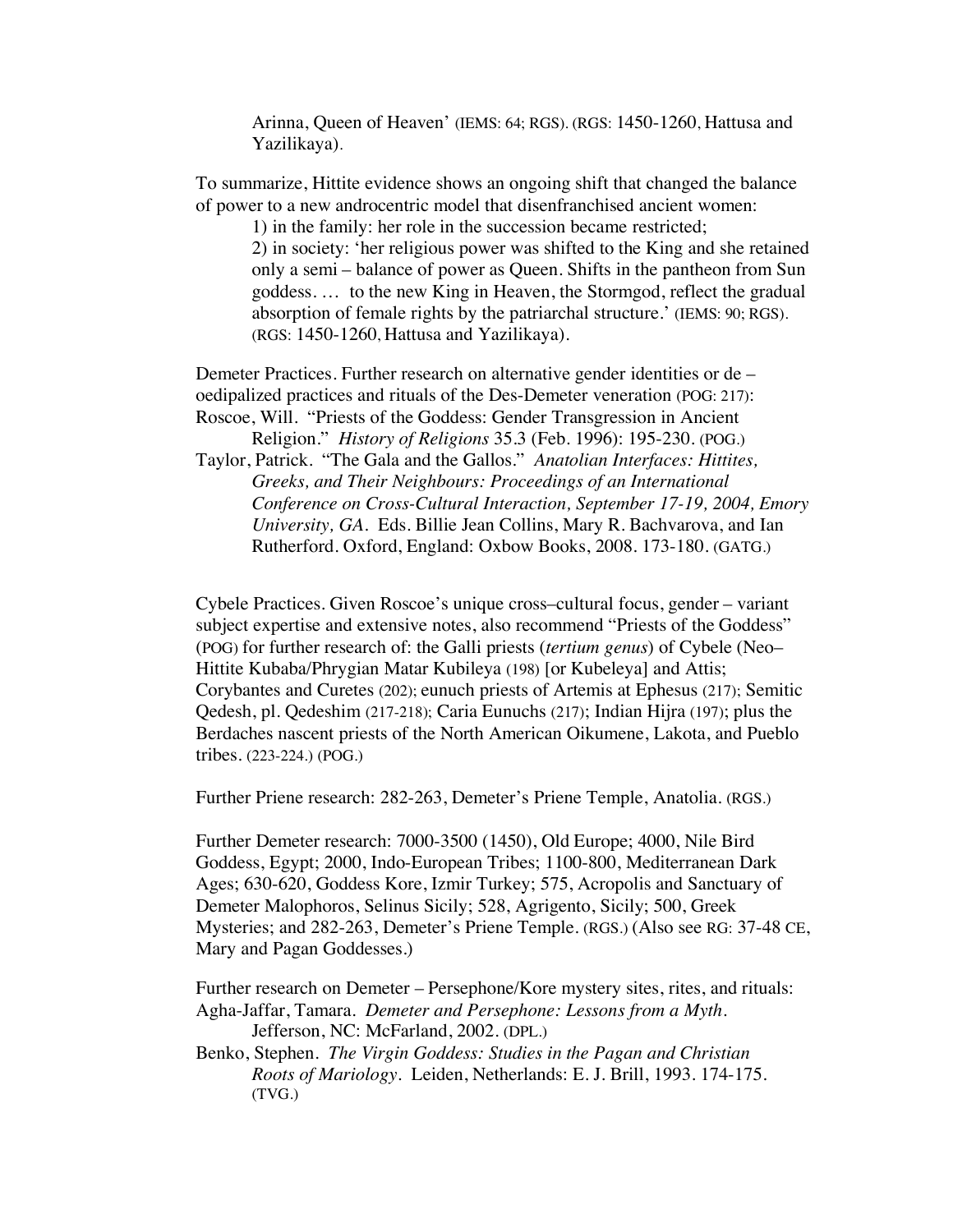Arinna, Queen of Heaven' (IEMS: 64; RGS). (RGS: 1450-1260, Hattusa and Yazilikaya).

To summarize, Hittite evidence shows an ongoing shift that changed the balance of power to a new androcentric model that disenfranchised ancient women:

1) in the family: her role in the succession became restricted;
2) in society: 'her religious power was shifted to the King and she retained only a semi – balance of power as Queen. Shifts in the pantheon from Sun goddess. … to the new King in Heaven, the Stormgod, reflect the gradual absorption of female rights by the patriarchal structure.' (IEMS: 90; RGS). (RGS: 1450-1260, Hattusa and Yazilikaya).

Demeter Practices. Further research on alternative gender identities or de – oedipalized practices and rituals of the Des-Demeter veneration (POG: 217):

Roscoe, Will. "Priests of the Goddess: Gender Transgression in Ancient Religion." *History of Religions* 35.3 (Feb. 1996): 195-230. (POG.)

Taylor, Patrick. "The Gala and the Gallos." *Anatolian Interfaces: Hittites, Greeks, and Their Neighbours: Proceedings of an International Conference on Cross-Cultural Interaction, September 17-19, 2004, Emory University, GA*. Eds. Billie Jean Collins, Mary R. Bachvarova, and Ian Rutherford. Oxford, England: Oxbow Books, 2008. 173-180. (GATG.)

Cybele Practices. Given Roscoe's unique cross–cultural focus, gender – variant subject expertise and extensive notes, also recommend "Priests of the Goddess" (POG) for further research of: the Galli priests (*tertium genus*) of Cybele (Neo–Hittite Kubaba/Phrygian Matar Kubileya (198) [or Kubeleya] and Attis; Corybantes and Curetes (202); eunuch priests of Artemis at Ephesus (217); Semitic Qedesh, pl. Qedeshim (217-218); Caria Eunuchs (217); Indian Hijra (197); plus the Berdaches nascent priests of the North American Oikumene, Lakota, and Pueblo tribes. (223-224.) (POG.)

Further Priene research: 282-263, Demeter's Priene Temple, Anatolia. (RGS.)

Further Demeter research: 7000-3500 (1450), Old Europe; 4000, Nile Bird Goddess, Egypt; 2000, Indo-European Tribes; 1100-800, Mediterranean Dark Ages; 630-620, Goddess Kore, Izmir Turkey; 575, Acropolis and Sanctuary of Demeter Malophoros, Selinus Sicily; 528, Agrigento, Sicily; 500, Greek Mysteries; and 282-263, Demeter's Priene Temple. (RGS.) (Also see RG: 37-48 CE, Mary and Pagan Goddesses.)

Further research on Demeter – Persephone/Kore mystery sites, rites, and rituals:

Agha-Jaffar, Tamara. *Demeter and Persephone: Lessons from a Myth*. Jefferson, NC: McFarland, 2002. (DPL.)

Benko, Stephen. *The Virgin Goddess: Studies in the Pagan and Christian Roots of Mariology*. Leiden, Netherlands: E. J. Brill, 1993. 174-175. (TVG.)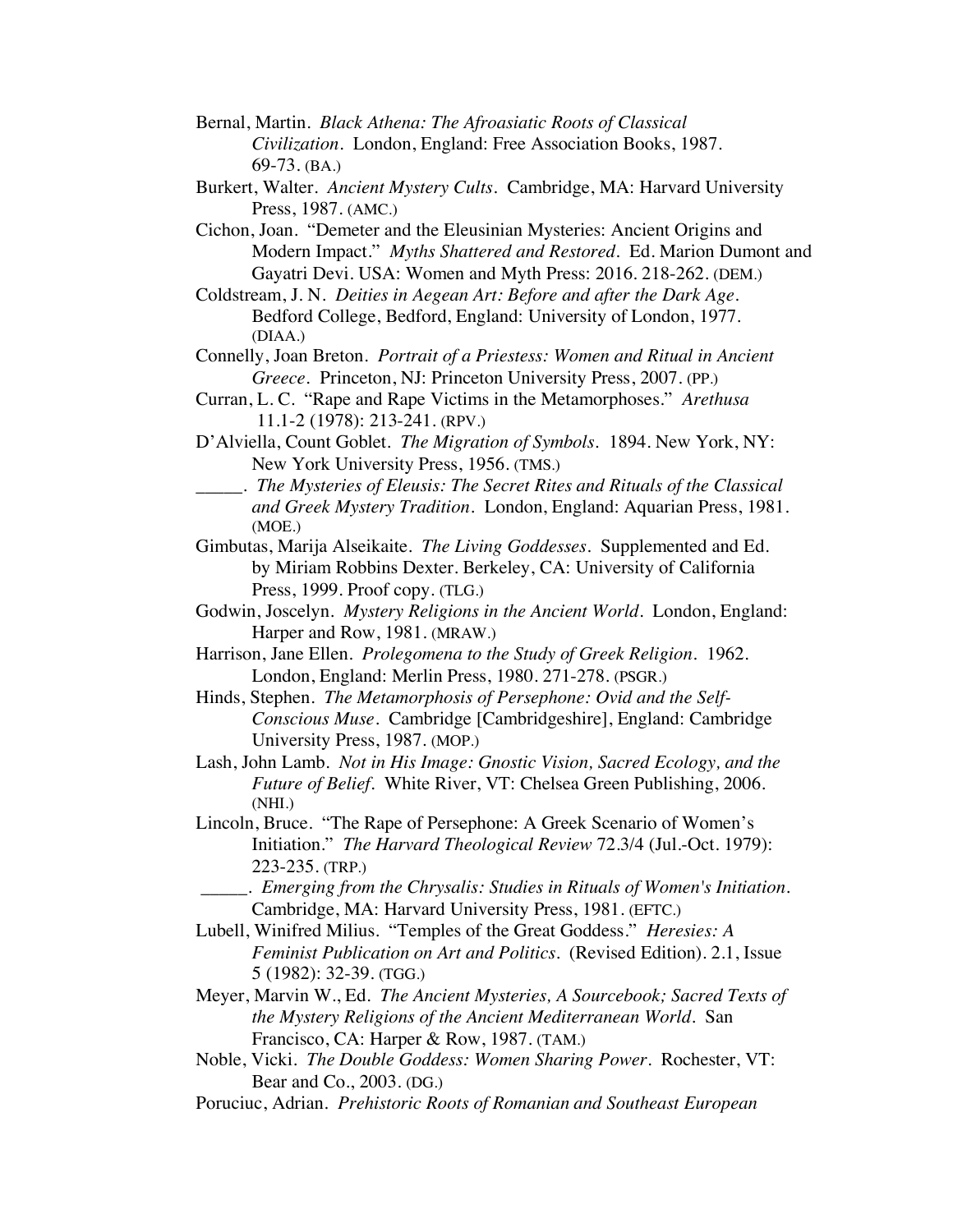Bernal, Martin. *Black Athena: The Afroasiatic Roots of Classical Civilization*. London, England: Free Association Books, 1987. 69-73. (BA.)

Burkert, Walter. *Ancient Mystery Cults*. Cambridge, MA: Harvard University Press, 1987. (AMC.)

Cichon, Joan. "Demeter and the Eleusinian Mysteries: Ancient Origins and Modern Impact." *Myths Shattered and Restored*. Ed. Marion Dumont and Gayatri Devi. USA: Women and Myth Press: 2016. 218-262. (DEM.)

Coldstream, J. N. *Deities in Aegean Art: Before and after the Dark Age*. Bedford College, Bedford, England: University of London, 1977. (DIAA.)

Connelly, Joan Breton. *Portrait of a Priestess: Women and Ritual in Ancient Greece*. Princeton, NJ: Princeton University Press, 2007. (PP.)

Curran, L. C. "Rape and Rape Victims in the Metamorphoses." *Arethusa* 11.1-2 (1978): 213-241. (RPV.)

D'Alviella, Count Goblet. *The Migration of Symbols*. 1894. New York, NY: New York University Press, 1956. (TMS.)

_____. *The Mysteries of Eleusis: The Secret Rites and Rituals of the Classical and Greek Mystery Tradition*. London, England: Aquarian Press, 1981. (MOE.)

Gimbutas, Marija Alseikaite. *The Living Goddesses*. Supplemented and Ed. by Miriam Robbins Dexter. Berkeley, CA: University of California Press, 1999. Proof copy. (TLG.)

Godwin, Joscelyn. *Mystery Religions in the Ancient World*. London, England: Harper and Row, 1981. (MRAW.)

Harrison, Jane Ellen. *Prolegomena to the Study of Greek Religion*. 1962. London, England: Merlin Press, 1980. 271-278. (PSGR.)

Hinds, Stephen. *The Metamorphosis of Persephone: Ovid and the Self-Conscious Muse*. Cambridge [Cambridgeshire], England: Cambridge University Press, 1987. (MOP.)

Lash, John Lamb. *Not in His Image: Gnostic Vision, Sacred Ecology, and the Future of Belief*. White River, VT: Chelsea Green Publishing, 2006. (NHI.)

Lincoln, Bruce. "The Rape of Persephone: A Greek Scenario of Women's Initiation." *The Harvard Theological Review* 72.3/4 (Jul.-Oct. 1979): 223-235. (TRP.)

_____. *Emerging from the Chrysalis: Studies in Rituals of Women's Initiation*. Cambridge, MA: Harvard University Press, 1981. (EFTC.)

Lubell, Winifred Milius. "Temples of the Great Goddess." *Heresies: A Feminist Publication on Art and Politics*. (Revised Edition). 2.1, Issue 5 (1982): 32-39. (TGG.)

Meyer, Marvin W., Ed. *The Ancient Mysteries, A Sourcebook; Sacred Texts of the Mystery Religions of the Ancient Mediterranean World*. San Francisco, CA: Harper & Row, 1987. (TAM.)

Noble, Vicki. *The Double Goddess: Women Sharing Power*. Rochester, VT: Bear and Co., 2003. (DG.)

Poruciuc, Adrian. *Prehistoric Roots of Romanian and Southeast European*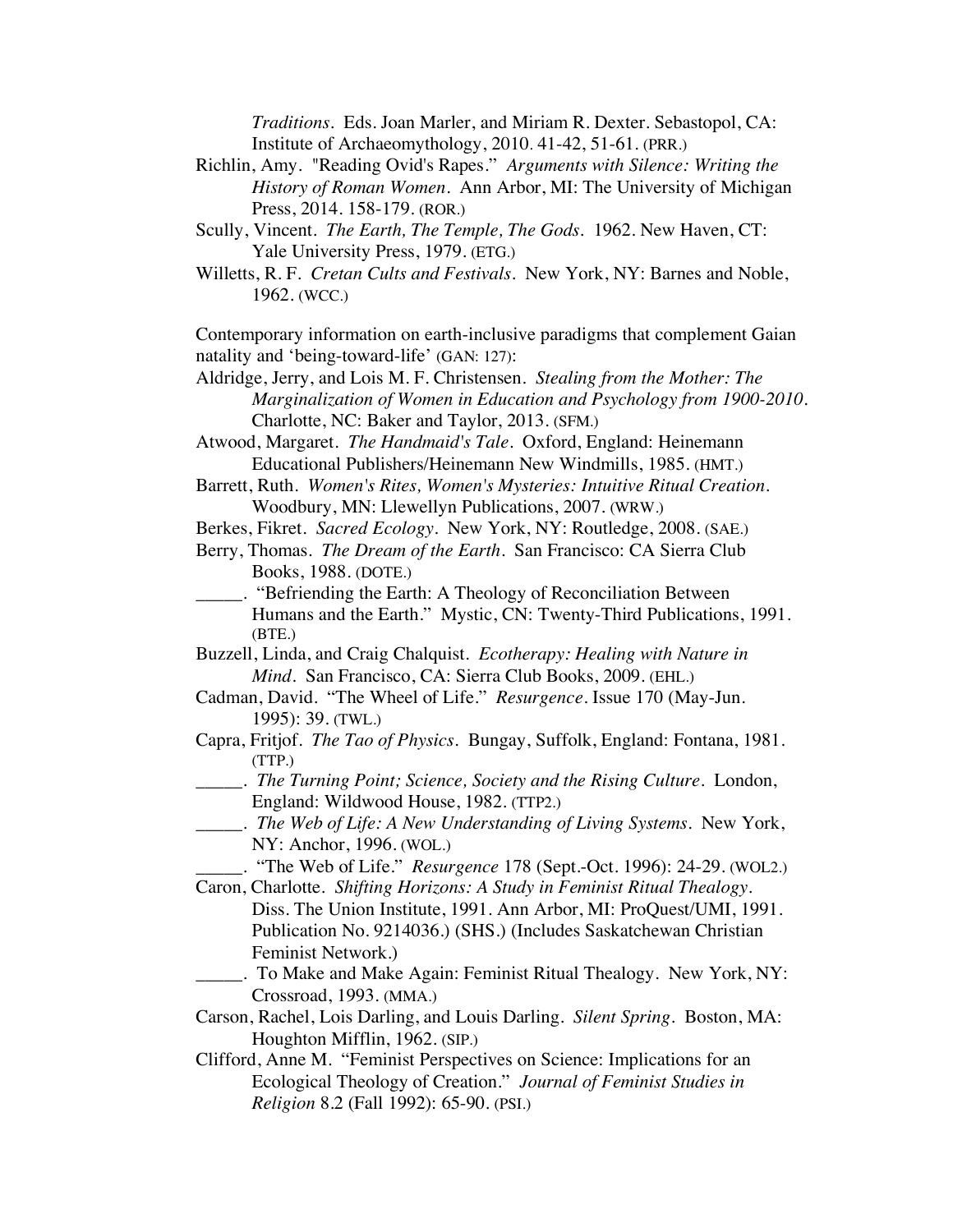*Traditions*. Eds. Joan Marler, and Miriam R. Dexter. Sebastopol, CA: Institute of Archaeomythology, 2010. 41-42, 51-61. (PRR.)

Richlin, Amy. "Reading Ovid's Rapes." *Arguments with Silence: Writing the History of Roman Women*. Ann Arbor, MI: The University of Michigan Press, 2014. 158-179. (ROR.)

Scully, Vincent. *The Earth, The Temple, The Gods*. 1962. New Haven, CT: Yale University Press, 1979. (ETG.)

Willetts, R. F. *Cretan Cults and Festivals*. New York, NY: Barnes and Noble, 1962. (WCC.)

Contemporary information on earth-inclusive paradigms that complement Gaian natality and 'being-toward-life' (GAN: 127):

Aldridge, Jerry, and Lois M. F. Christensen. *Stealing from the Mother: The Marginalization of Women in Education and Psychology from 1900-2010*. Charlotte, NC: Baker and Taylor, 2013. (SFM.)

Atwood, Margaret. *The Handmaid's Tale*. Oxford, England: Heinemann Educational Publishers/Heinemann New Windmills, 1985. (HMT.)

Barrett, Ruth. *Women's Rites, Women's Mysteries: Intuitive Ritual Creation*. Woodbury, MN: Llewellyn Publications, 2007. (WRW.)

Berkes, Fikret. *Sacred Ecology*. New York, NY: Routledge, 2008. (SAE.)

Berry, Thomas. *The Dream of the Earth*. San Francisco: CA Sierra Club Books, 1988. (DOTE.)

_____. "Befriending the Earth: A Theology of Reconciliation Between Humans and the Earth." Mystic, CN: Twenty-Third Publications, 1991. (BTE.)

Buzzell, Linda, and Craig Chalquist. *Ecotherapy: Healing with Nature in Mind*. San Francisco, CA: Sierra Club Books, 2009. (EHL.)

Cadman, David. "The Wheel of Life." *Resurgence*. Issue 170 (May-Jun. 1995): 39. (TWL.)

Capra, Fritjof. *The Tao of Physics*. Bungay, Suffolk, England: Fontana, 1981. (TTP.)

_____. *The Turning Point; Science, Society and the Rising Culture*. London, England: Wildwood House, 1982. (TTP2.)

_____. *The Web of Life: A New Understanding of Living Systems*. New York, NY: Anchor, 1996. (WOL.)

_____. "The Web of Life." *Resurgence* 178 (Sept.-Oct. 1996): 24-29. (WOL2.)

Caron, Charlotte. *Shifting Horizons: A Study in Feminist Ritual Thealogy*. Diss. The Union Institute, 1991. Ann Arbor, MI: ProQuest/UMI, 1991. Publication No. 9214036.) (SHS.) (Includes Saskatchewan Christian Feminist Network.)

_____. To Make and Make Again: Feminist Ritual Thealogy. New York, NY: Crossroad, 1993. (MMA.)

Carson, Rachel, Lois Darling, and Louis Darling. *Silent Spring*. Boston, MA: Houghton Mifflin, 1962. (SIP.)

Clifford, Anne M. "Feminist Perspectives on Science: Implications for an Ecological Theology of Creation." *Journal of Feminist Studies in Religion* 8.2 (Fall 1992): 65-90. (PSI.)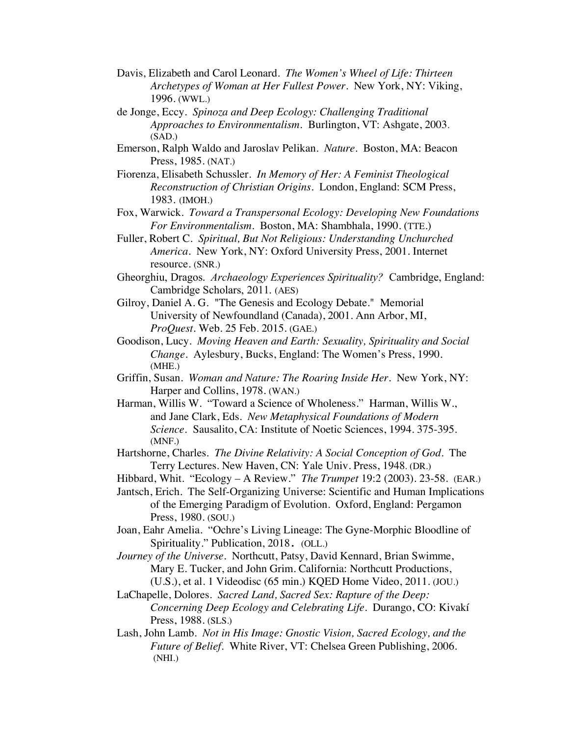Davis, Elizabeth and Carol Leonard. *The Women's Wheel of Life: Thirteen Archetypes of Woman at Her Fullest Power*. New York, NY: Viking, 1996. (WWL.)

de Jonge, Eccy. *Spinoza and Deep Ecology: Challenging Traditional Approaches to Environmentalism*. Burlington, VT: Ashgate, 2003. (SAD.)

Emerson, Ralph Waldo and Jaroslav Pelikan. *Nature*. Boston, MA: Beacon Press, 1985. (NAT.)

Fiorenza, Elisabeth Schussler. *In Memory of Her: A Feminist Theological Reconstruction of Christian Origins*. London, England: SCM Press, 1983. (IMOH.)

Fox, Warwick. *Toward a Transpersonal Ecology: Developing New Foundations For Environmentalism*. Boston, MA: Shambhala, 1990. (TTE.)

Fuller, Robert C. *Spiritual, But Not Religious: Understanding Unchurched America*. New York, NY: Oxford University Press, 2001. Internet resource. (SNR.)

Gheorghiu, Dragos. *Archaeology Experiences Spirituality?* Cambridge, England: Cambridge Scholars, 2011. (AES)

Gilroy, Daniel A. G. "The Genesis and Ecology Debate." Memorial University of Newfoundland (Canada), 2001. Ann Arbor, MI, *ProQuest*. Web. 25 Feb. 2015. (GAE.)

Goodison, Lucy. *Moving Heaven and Earth: Sexuality, Spirituality and Social Change*. Aylesbury, Bucks, England: The Women's Press, 1990. (MHE.)

Griffin, Susan. *Woman and Nature: The Roaring Inside Her*. New York, NY: Harper and Collins, 1978. (WAN.)

Harman, Willis W. "Toward a Science of Wholeness." Harman, Willis W., and Jane Clark, Eds. *New Metaphysical Foundations of Modern Science*. Sausalito, CA: Institute of Noetic Sciences, 1994. 375-395. (MNF.)

Hartshorne, Charles. *The Divine Relativity: A Social Conception of God*. The Terry Lectures. New Haven, CN: Yale Univ. Press, 1948. (DR.)

Hibbard, Whit. "Ecology – A Review." *The Trumpet* 19:2 (2003). 23-58. (EAR.)

Jantsch, Erich. The Self-Organizing Universe: Scientific and Human Implications of the Emerging Paradigm of Evolution. Oxford, England: Pergamon Press, 1980. (SOU.)

Joan, Eahr Amelia. "Ochre's Living Lineage: The Gyne-Morphic Bloodline of Spirituality." Publication, 2018. (OLL.)

*Journey of the Universe*. Northcutt, Patsy, David Kennard, Brian Swimme, Mary E. Tucker, and John Grim. California: Northcutt Productions, (U.S.), et al. 1 Videodisc (65 min.) KQED Home Video, 2011. (JOU.)

LaChapelle, Dolores. *Sacred Land, Sacred Sex: Rapture of the Deep: Concerning Deep Ecology and Celebrating Life*. Durango, CO: Kivakí Press, 1988. (SLS.)

Lash, John Lamb. *Not in His Image: Gnostic Vision, Sacred Ecology, and the Future of Belief*. White River, VT: Chelsea Green Publishing, 2006. (NHI.)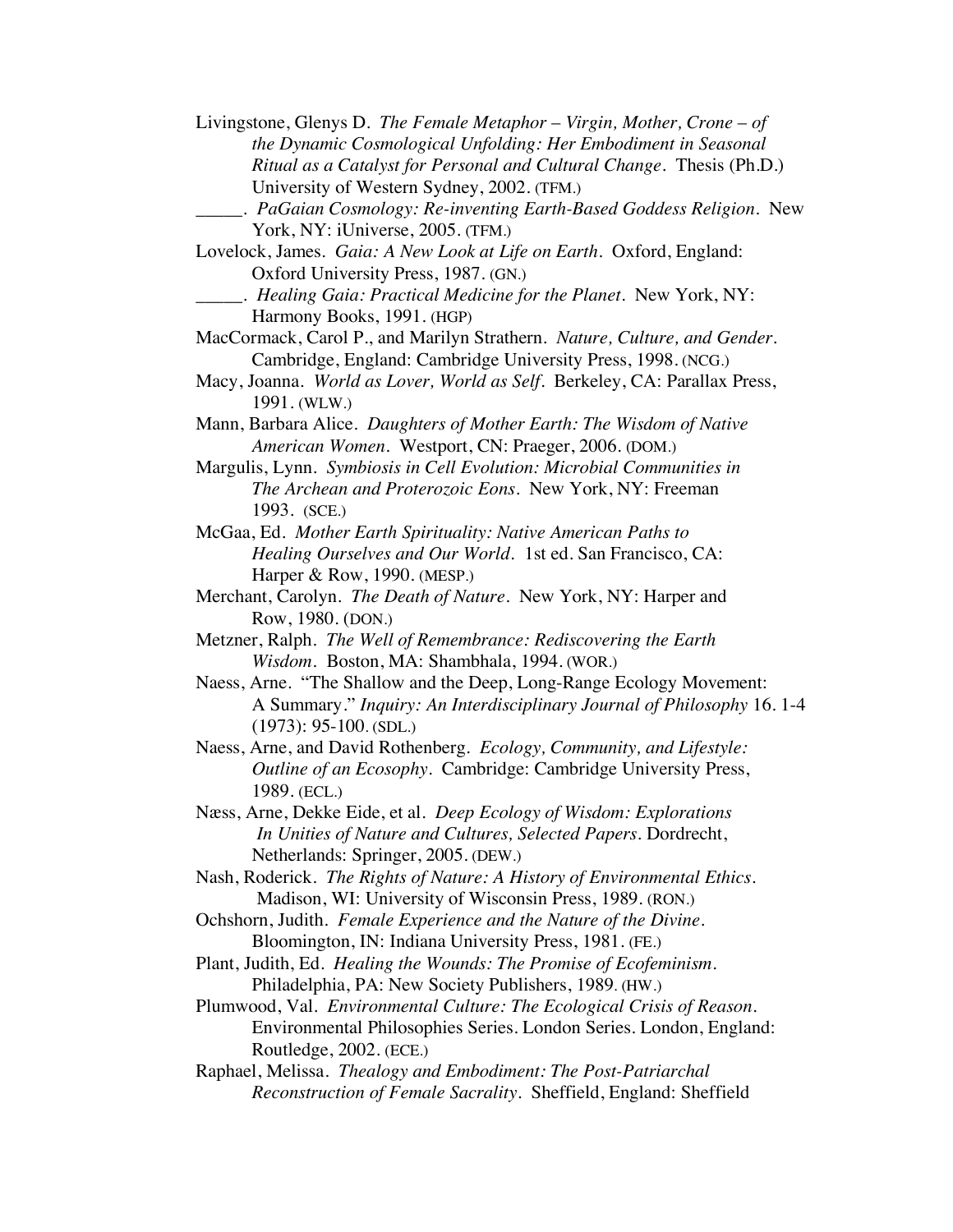Livingstone, Glenys D. *The Female Metaphor – Virgin, Mother, Crone – of the Dynamic Cosmological Unfolding: Her Embodiment in Seasonal Ritual as a Catalyst for Personal and Cultural Change*. Thesis (Ph.D.) University of Western Sydney, 2002. (TFM.)

_____. *PaGaian Cosmology: Re-inventing Earth-Based Goddess Religion*. New York, NY: iUniverse, 2005. (TFM.)

Lovelock, James. *Gaia: A New Look at Life on Earth*. Oxford, England: Oxford University Press, 1987. (GN.)

_____. *Healing Gaia: Practical Medicine for the Planet*. New York, NY: Harmony Books, 1991. (HGP)

MacCormack, Carol P., and Marilyn Strathern. *Nature, Culture, and Gender*. Cambridge, England: Cambridge University Press, 1998. (NCG.)

Macy, Joanna. *World as Lover, World as Self*. Berkeley, CA: Parallax Press, 1991. (WLW.)

Mann, Barbara Alice. *Daughters of Mother Earth: The Wisdom of Native American Women*. Westport, CN: Praeger, 2006. (DOM.)

Margulis, Lynn. *Symbiosis in Cell Evolution: Microbial Communities in The Archean and Proterozoic Eons*. New York, NY: Freeman 1993. (SCE.)

McGaa, Ed. *Mother Earth Spirituality: Native American Paths to Healing Ourselves and Our World*. 1st ed. San Francisco, CA: Harper & Row, 1990. (MESP.)

Merchant, Carolyn. *The Death of Nature*. New York, NY: Harper and Row, 1980. (DON.)

Metzner, Ralph. *The Well of Remembrance: Rediscovering the Earth Wisdom*. Boston, MA: Shambhala, 1994. (WOR.)

Naess, Arne. "The Shallow and the Deep, Long-Range Ecology Movement: A Summary." *Inquiry: An Interdisciplinary Journal of Philosophy* 16. 1-4 (1973): 95-100. (SDL.)

Naess, Arne, and David Rothenberg. *Ecology, Community, and Lifestyle: Outline of an Ecosophy*. Cambridge: Cambridge University Press, 1989. (ECL.)

Næss, Arne, Dekke Eide, et al. *Deep Ecology of Wisdom: Explorations In Unities of Nature and Cultures, Selected Papers*. Dordrecht, Netherlands: Springer, 2005. (DEW.)

Nash, Roderick. *The Rights of Nature: A History of Environmental Ethics*. Madison, WI: University of Wisconsin Press, 1989. (RON.)

Ochshorn, Judith. *Female Experience and the Nature of the Divine*. Bloomington, IN: Indiana University Press, 1981. (FE.)

Plant, Judith, Ed. *Healing the Wounds: The Promise of Ecofeminism*. Philadelphia, PA: New Society Publishers, 1989. (HW.)

Plumwood, Val. *Environmental Culture: The Ecological Crisis of Reason*. Environmental Philosophies Series. London Series. London, England: Routledge, 2002. (ECE.)

Raphael, Melissa. *Thealogy and Embodiment: The Post-Patriarchal Reconstruction of Female Sacrality*. Sheffield, England: Sheffield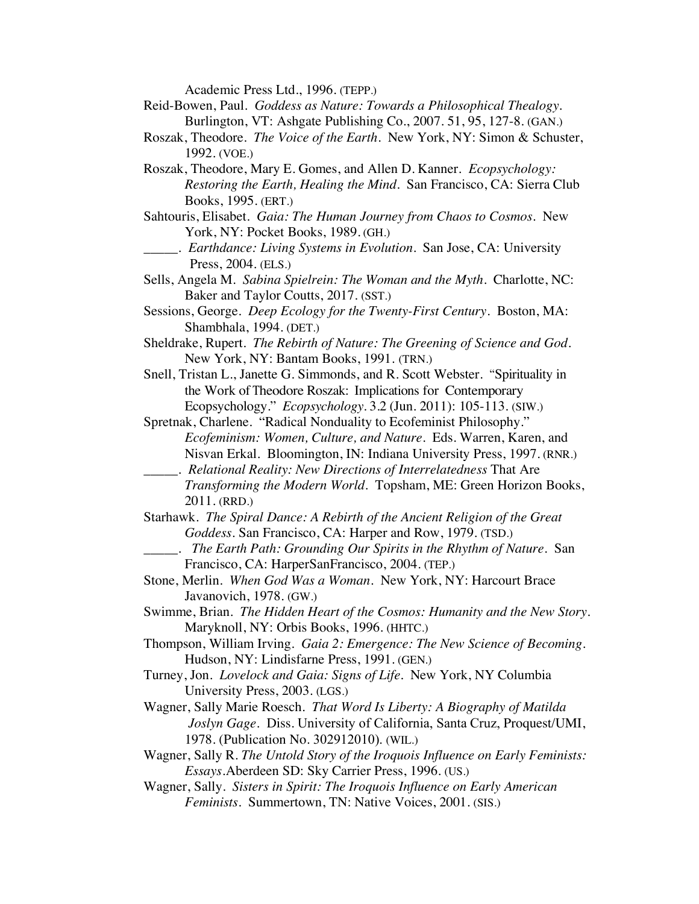Academic Press Ltd., 1996. (TEPP.)

Reid-Bowen, Paul. *Goddess as Nature: Towards a Philosophical Thealogy*. Burlington, VT: Ashgate Publishing Co., 2007. 51, 95, 127-8. (GAN.)

Roszak, Theodore. *The Voice of the Earth*. New York, NY: Simon & Schuster, 1992. (VOE.)

Roszak, Theodore, Mary E. Gomes, and Allen D. Kanner. *Ecopsychology: Restoring the Earth, Healing the Mind*. San Francisco, CA: Sierra Club Books, 1995. (ERT.)

Sahtouris, Elisabet. *Gaia: The Human Journey from Chaos to Cosmos*. New York, NY: Pocket Books, 1989. (GH.)

_____. *Earthdance: Living Systems in Evolution*. San Jose, CA: University Press, 2004. (ELS.)

Sells, Angela M. *Sabina Spielrein: The Woman and the Myth*. Charlotte, NC: Baker and Taylor Coutts, 2017. (SST.)

Sessions, George. *Deep Ecology for the Twenty-First Century*. Boston, MA: Shambhala, 1994. (DET.)

Sheldrake, Rupert. *The Rebirth of Nature: The Greening of Science and God*. New York, NY: Bantam Books, 1991. (TRN.)

Snell, Tristan L., Janette G. Simmonds, and R. Scott Webster. "Spirituality in the Work of Theodore Roszak: Implications for Contemporary Ecopsychology." *Ecopsychology*. 3.2 (Jun. 2011): 105-113. (SIW.)

Spretnak, Charlene. "Radical Nonduality to Ecofeminist Philosophy." *Ecofeminism: Women, Culture, and Nature*. Eds. Warren, Karen, and Nisvan Erkal. Bloomington, IN: Indiana University Press, 1997. (RNR.)

_____. *Relational Reality: New Directions of Interrelatedness* That Are *Transforming the Modern World*. Topsham, ME: Green Horizon Books, 2011. (RRD.)

Starhawk. *The Spiral Dance: A Rebirth of the Ancient Religion of the Great Goddess*. San Francisco, CA: Harper and Row, 1979. (TSD.)

_____. *The Earth Path: Grounding Our Spirits in the Rhythm of Nature*. San Francisco, CA: HarperSanFrancisco, 2004. (TEP.)

Stone, Merlin. *When God Was a Woman*. New York, NY: Harcourt Brace Javanovich, 1978. (GW.)

Swimme, Brian. *The Hidden Heart of the Cosmos: Humanity and the New Story*. Maryknoll, NY: Orbis Books, 1996. (HHTC.)

Thompson, William Irving. *Gaia 2: Emergence: The New Science of Becoming*. Hudson, NY: Lindisfarne Press, 1991. (GEN.)

Turney, Jon. *Lovelock and Gaia: Signs of Life*. New York, NY Columbia University Press, 2003. (LGS.)

Wagner, Sally Marie Roesch. *That Word Is Liberty: A Biography of Matilda Joslyn Gage*. Diss. University of California, Santa Cruz, Proquest/UMI, 1978. (Publication No. 302912010). (WIL.)

Wagner, Sally R. *The Untold Story of the Iroquois Influence on Early Feminists: Essays*.Aberdeen SD: Sky Carrier Press, 1996. (US.)

Wagner, Sally. *Sisters in Spirit: The Iroquois Influence on Early American Feminists*. Summertown, TN: Native Voices, 2001. (SIS.)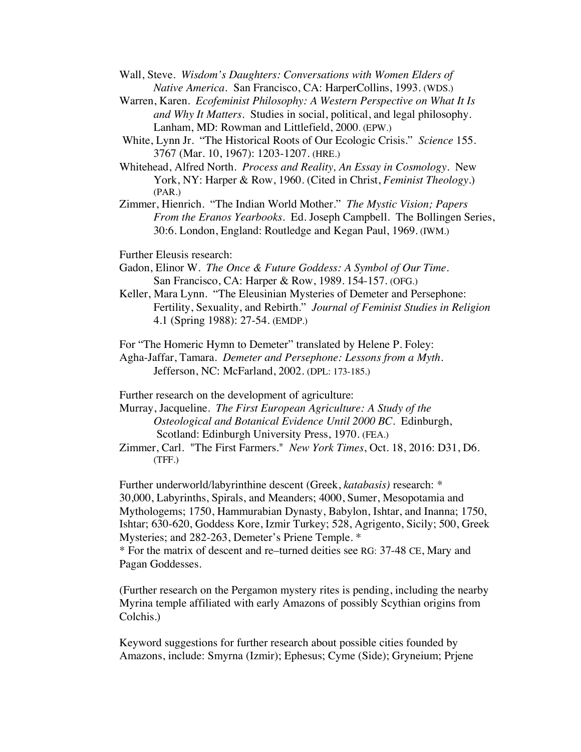Wall, Steve. *Wisdom's Daughters: Conversations with Women Elders of Native America*. San Francisco, CA: HarperCollins, 1993. (WDS.)

Warren, Karen. *Ecofeminist Philosophy: A Western Perspective on What It Is and Why It Matters*. Studies in social, political, and legal philosophy. Lanham, MD: Rowman and Littlefield, 2000. (EPW.)

White, Lynn Jr. "The Historical Roots of Our Ecologic Crisis." *Science* 155. 3767 (Mar. 10, 1967): 1203-1207. (HRE.)

Whitehead, Alfred North. *Process and Reality, An Essay in Cosmology*. New York, NY: Harper & Row, 1960. (Cited in Christ, *Feminist Theology*.) (PAR.)

Zimmer, Hienrich. "The Indian World Mother." *The Mystic Vision; Papers From the Eranos Yearbooks*. Ed. Joseph Campbell. The Bollingen Series, 30:6. London, England: Routledge and Kegan Paul, 1969. (IWM.)

Further Eleusis research:

Gadon, Elinor W. *The Once & Future Goddess: A Symbol of Our Time*. San Francisco, CA: Harper & Row, 1989. 154-157. (OFG.)

Keller, Mara Lynn. "The Eleusinian Mysteries of Demeter and Persephone: Fertility, Sexuality, and Rebirth." *Journal of Feminist Studies in Religion* 4.1 (Spring 1988): 27-54. (EMDP.)

For "The Homeric Hymn to Demeter" translated by Helene P. Foley:

Agha-Jaffar, Tamara. *Demeter and Persephone: Lessons from a Myth*. Jefferson, NC: McFarland, 2002. (DPL: 173-185.)

Further research on the development of agriculture:

Murray, Jacqueline. *The First European Agriculture: A Study of the Osteological and Botanical Evidence Until 2000 BC*. Edinburgh, Scotland: Edinburgh University Press, 1970. (FEA.)

Zimmer, Carl. "The First Farmers." *New York Times*, Oct. 18, 2016: D31, D6. (TFF.)

Further underworld/labyrinthine descent (Greek, *katabasis)* research: * 30,000, Labyrinths, Spirals, and Meanders; 4000, Sumer, Mesopotamia and Mythologems; 1750, Hammurabian Dynasty, Babylon, Ishtar, and Inanna; 1750, Ishtar; 630-620, Goddess Kore, Izmir Turkey; 528, Agrigento, Sicily; 500, Greek Mysteries; and 282-263, Demeter's Priene Temple. *
* For the matrix of descent and re–turned deities see RG: 37-48 CE, Mary and Pagan Goddesses.

(Further research on the Pergamon mystery rites is pending, including the nearby Myrina temple affiliated with early Amazons of possibly Scythian origins from Colchis.)

Keyword suggestions for further research about possible cities founded by Amazons, include: Smyrna (Izmir); Ephesus; Cyme (Side); Gryneium; Prjene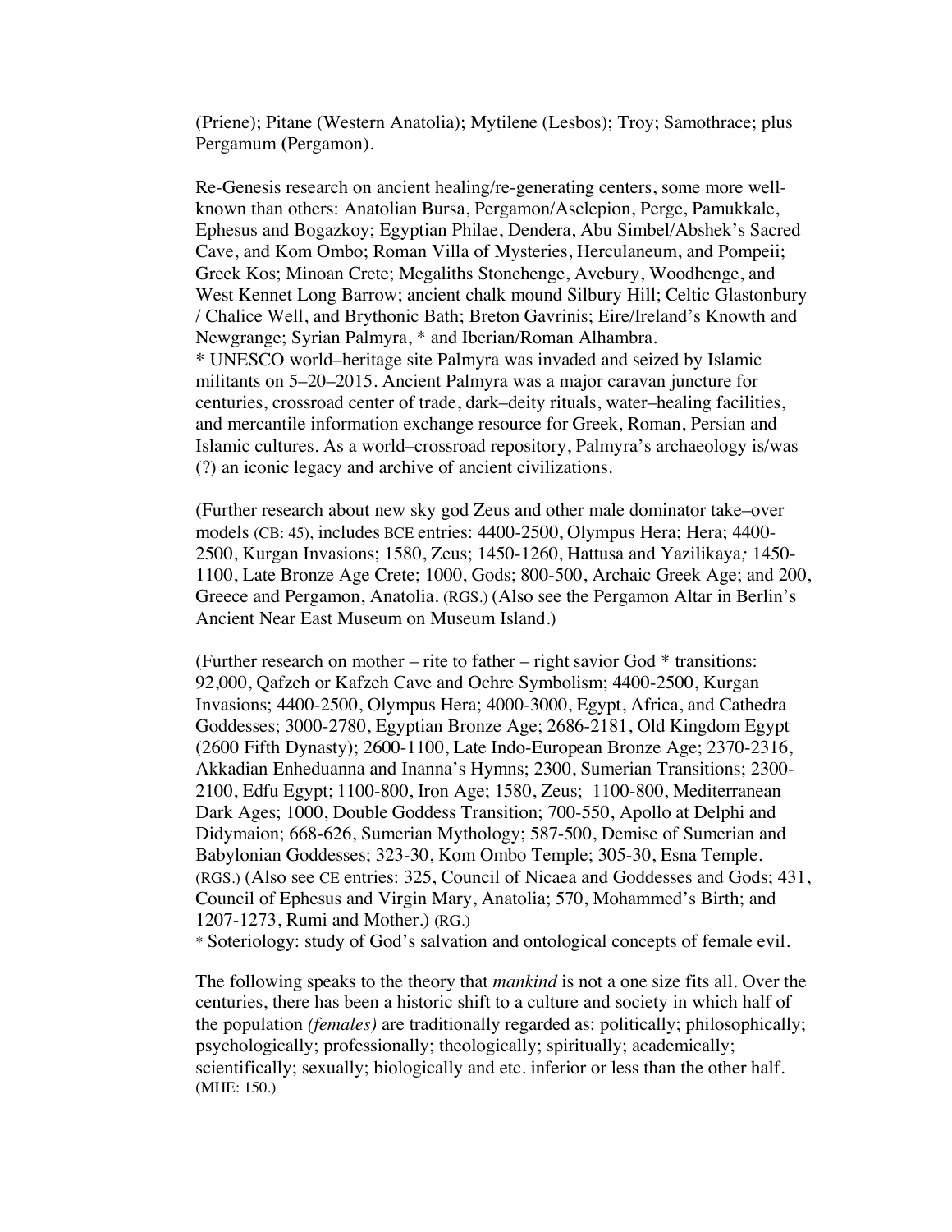(Priene); Pitane (Western Anatolia); Mytilene (Lesbos); Troy; Samothrace; plus Pergamum (Pergamon).

Re-Genesis research on ancient healing/re-generating centers, some more well-known than others: Anatolian Bursa, Pergamon/Asclepion, Perge, Pamukkale, Ephesus and Bogazkoy; Egyptian Philae, Dendera, Abu Simbel/Abshek's Sacred Cave, and Kom Ombo; Roman Villa of Mysteries, Herculaneum, and Pompeii; Greek Kos; Minoan Crete; Megaliths Stonehenge, Avebury, Woodhenge, and West Kennet Long Barrow; ancient chalk mound Silbury Hill; Celtic Glastonbury / Chalice Well, and Brythonic Bath; Breton Gavrinis; Eire/Ireland's Knowth and Newgrange; Syrian Palmyra, * and Iberian/Roman Alhambra.
* UNESCO world–heritage site Palmyra was invaded and seized by Islamic militants on 5–20–2015. Ancient Palmyra was a major caravan juncture for centuries, crossroad center of trade, dark–deity rituals, water–healing facilities, and mercantile information exchange resource for Greek, Roman, Persian and Islamic cultures. As a world–crossroad repository, Palmyra's archaeology is/was (?) an iconic legacy and archive of ancient civilizations.

(Further research about new sky god Zeus and other male dominator take–over models (CB: 45), includes BCE entries: 4400-2500, Olympus Hera; Hera; 4400-2500, Kurgan Invasions; 1580, Zeus; 1450-1260, Hattusa and Yazilikaya*;* 1450-1100, Late Bronze Age Crete; 1000, Gods; 800-500, Archaic Greek Age; and 200, Greece and Pergamon, Anatolia. (RGS.) (Also see the Pergamon Altar in Berlin's Ancient Near East Museum on Museum Island.)

(Further research on mother – rite to father – right savior God * transitions: 92,000, Qafzeh or Kafzeh Cave and Ochre Symbolism; 4400-2500, Kurgan Invasions; 4400-2500, Olympus Hera; 4000-3000, Egypt, Africa, and Cathedra Goddesses; 3000-2780, Egyptian Bronze Age; 2686-2181, Old Kingdom Egypt (2600 Fifth Dynasty); 2600-1100, Late Indo-European Bronze Age; 2370-2316, Akkadian Enheduanna and Inanna's Hymns; 2300, Sumerian Transitions; 2300-2100, Edfu Egypt; 1100-800, Iron Age; 1580, Zeus; 1100-800, Mediterranean Dark Ages; 1000, Double Goddess Transition; 700-550, Apollo at Delphi and Didymaion; 668-626, Sumerian Mythology; 587-500, Demise of Sumerian and Babylonian Goddesses; 323-30, Kom Ombo Temple; 305-30, Esna Temple. (RGS.) (Also see CE entries: 325, Council of Nicaea and Goddesses and Gods; 431, Council of Ephesus and Virgin Mary, Anatolia; 570, Mohammed's Birth; and 1207-1273, Rumi and Mother.) (RG.)
* Soteriology: study of God's salvation and ontological concepts of female evil.

The following speaks to the theory that *mankind* is not a one size fits all. Over the centuries, there has been a historic shift to a culture and society in which half of the population *(females)* are traditionally regarded as: politically; philosophically; psychologically; professionally; theologically; spiritually; academically; scientifically; sexually; biologically and etc. inferior or less than the other half. (MHE: 150.)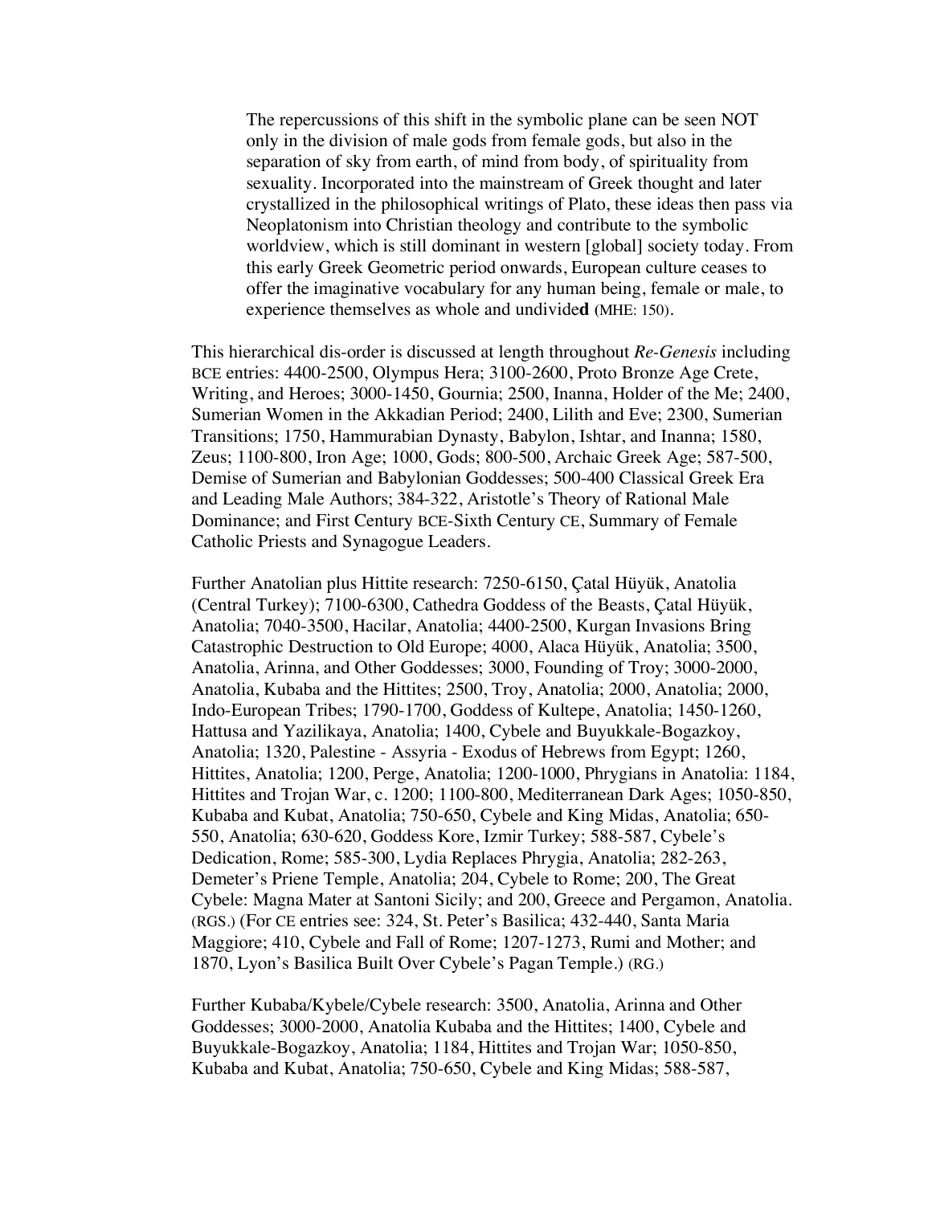> The repercussions of this shift in the symbolic plane can be seen NOT only in the division of male gods from female gods, but also in the separation of sky from earth, of mind from body, of spirituality from sexuality. Incorporated into the mainstream of Greek thought and later crystallized in the philosophical writings of Plato, these ideas then pass via Neoplatonism into Christian theology and contribute to the symbolic worldview, which is still dominant in western [global] society today. From this early Greek Geometric period onwards, European culture ceases to offer the imaginative vocabulary for any human being, female or male, to experience themselves as whole and undivide**d** (MHE: 150).

This hierarchical dis-order is discussed at length throughout *Re-Genesis* including BCE entries: 4400-2500, Olympus Hera; 3100-2600, Proto Bronze Age Crete, Writing, and Heroes; 3000-1450, Gournia; 2500, Inanna, Holder of the Me; 2400, Sumerian Women in the Akkadian Period; 2400, Lilith and Eve; 2300, Sumerian Transitions; 1750, Hammurabian Dynasty, Babylon, Ishtar, and Inanna; 1580, Zeus; 1100-800, Iron Age; 1000, Gods; 800-500, Archaic Greek Age; 587-500, Demise of Sumerian and Babylonian Goddesses; 500-400 Classical Greek Era and Leading Male Authors; 384-322, Aristotle's Theory of Rational Male Dominance; and First Century BCE-Sixth Century CE, Summary of Female Catholic Priests and Synagogue Leaders.

Further Anatolian plus Hittite research: 7250-6150, Çatal Hüyük, Anatolia (Central Turkey); 7100-6300, Cathedra Goddess of the Beasts, Çatal Hüyük, Anatolia; 7040-3500, Hacilar, Anatolia; 4400-2500, Kurgan Invasions Bring Catastrophic Destruction to Old Europe; 4000, Alaca Hüyük, Anatolia; 3500, Anatolia, Arinna, and Other Goddesses; 3000, Founding of Troy; 3000-2000, Anatolia, Kubaba and the Hittites; 2500, Troy, Anatolia; 2000, Anatolia; 2000, Indo-European Tribes; 1790-1700, Goddess of Kultepe, Anatolia; 1450-1260, Hattusa and Yazilikaya, Anatolia; 1400, Cybele and Buyukkale-Bogazkoy, Anatolia; 1320, Palestine - Assyria - Exodus of Hebrews from Egypt; 1260, Hittites, Anatolia; 1200, Perge, Anatolia; 1200-1000, Phrygians in Anatolia: 1184, Hittites and Trojan War, c. 1200; 1100-800, Mediterranean Dark Ages; 1050-850, Kubaba and Kubat, Anatolia; 750-650, Cybele and King Midas, Anatolia; 650-550, Anatolia; 630-620, Goddess Kore, Izmir Turkey; 588-587, Cybele's Dedication, Rome; 585-300, Lydia Replaces Phrygia, Anatolia; 282-263, Demeter's Priene Temple, Anatolia; 204, Cybele to Rome; 200, The Great Cybele: Magna Mater at Santoni Sicily; and 200, Greece and Pergamon, Anatolia. (RGS.) (For CE entries see: 324, St. Peter's Basilica; 432-440, Santa Maria Maggiore; 410, Cybele and Fall of Rome; 1207-1273, Rumi and Mother; and 1870, Lyon's Basilica Built Over Cybele's Pagan Temple.) (RG.)

Further Kubaba/Kybele/Cybele research: 3500, Anatolia, Arinna and Other Goddesses; 3000-2000, Anatolia Kubaba and the Hittites; 1400, Cybele and Buyukkale-Bogazkoy, Anatolia; 1184, Hittites and Trojan War; 1050-850, Kubaba and Kubat, Anatolia; 750-650, Cybele and King Midas; 588-587,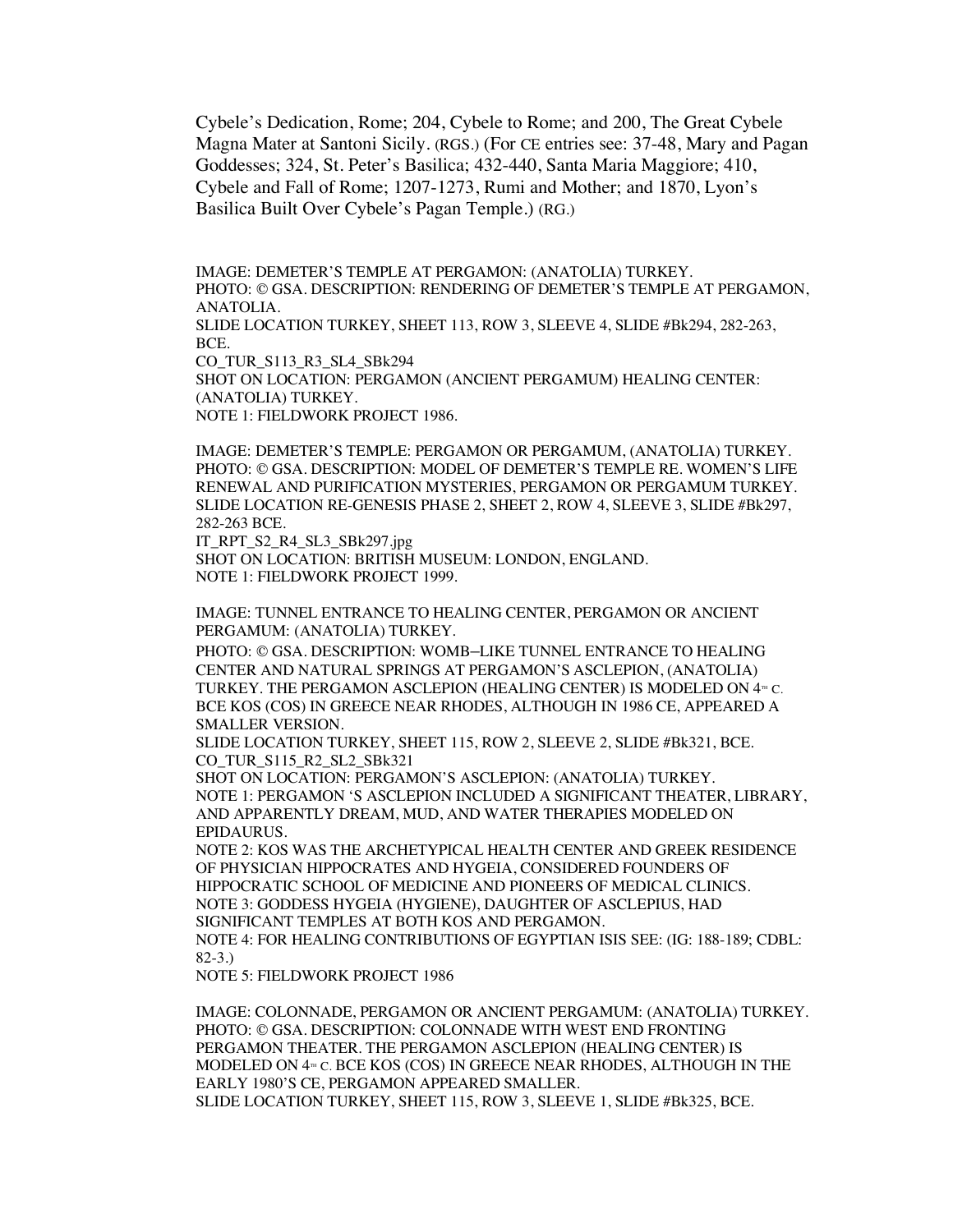Cybele's Dedication, Rome; 204, Cybele to Rome; and 200, The Great Cybele Magna Mater at Santoni Sicily. (RGS.) (For CE entries see: 37-48, Mary and Pagan Goddesses; 324, St. Peter's Basilica; 432-440, Santa Maria Maggiore; 410, Cybele and Fall of Rome; 1207-1273, Rumi and Mother; and 1870, Lyon's Basilica Built Over Cybele's Pagan Temple.) (RG.)

IMAGE: DEMETER'S TEMPLE AT PERGAMON: (ANATOLIA) TURKEY.
PHOTO: © GSA. DESCRIPTION: RENDERING OF DEMETER'S TEMPLE AT PERGAMON, ANATOLIA.
SLIDE LOCATION TURKEY, SHEET 113, ROW 3, SLEEVE 4, SLIDE #Bk294, 282-263, BCE.
CO_TUR_S113_R3_SL4_SBk294
SHOT ON LOCATION: PERGAMON (ANCIENT PERGAMUM) HEALING CENTER: (ANATOLIA) TURKEY.
NOTE 1: FIELDWORK PROJECT 1986.

IMAGE: DEMETER'S TEMPLE: PERGAMON OR PERGAMUM, (ANATOLIA) TURKEY.
PHOTO: © GSA. DESCRIPTION: MODEL OF DEMETER'S TEMPLE RE. WOMEN'S LIFE RENEWAL AND PURIFICATION MYSTERIES, PERGAMON OR PERGAMUM TURKEY.
SLIDE LOCATION RE-GENESIS PHASE 2, SHEET 2, ROW 4, SLEEVE 3, SLIDE #Bk297, 282-263 BCE.
IT_RPT_S2_R4_SL3_SBk297.jpg
SHOT ON LOCATION: BRITISH MUSEUM: LONDON, ENGLAND.
NOTE 1: FIELDWORK PROJECT 1999.

IMAGE: TUNNEL ENTRANCE TO HEALING CENTER, PERGAMON OR ANCIENT PERGAMUM: (ANATOLIA) TURKEY.
PHOTO: © GSA. DESCRIPTION: WOMB–LIKE TUNNEL ENTRANCE TO HEALING CENTER AND NATURAL SPRINGS AT PERGAMON'S ASCLEPION, (ANATOLIA) TURKEY. THE PERGAMON ASCLEPION (HEALING CENTER) IS MODELED ON 4TH C. BCE KOS (COS) IN GREECE NEAR RHODES, ALTHOUGH IN 1986 CE, APPEARED A SMALLER VERSION.
SLIDE LOCATION TURKEY, SHEET 115, ROW 2, SLEEVE 2, SLIDE #Bk321, BCE.
CO_TUR_S115_R2_SL2_SBk321
SHOT ON LOCATION: PERGAMON'S ASCLEPION: (ANATOLIA) TURKEY.
NOTE 1: PERGAMON 'S ASCLEPION INCLUDED A SIGNIFICANT THEATER, LIBRARY, AND APPARENTLY DREAM, MUD, AND WATER THERAPIES MODELED ON EPIDAURUS.
NOTE 2: KOS WAS THE ARCHETYPICAL HEALTH CENTER AND GREEK RESIDENCE OF PHYSICIAN HIPPOCRATES AND HYGEIA, CONSIDERED FOUNDERS OF HIPPOCRATIC SCHOOL OF MEDICINE AND PIONEERS OF MEDICAL CLINICS.
NOTE 3: GODDESS HYGEIA (HYGIENE), DAUGHTER OF ASCLEPIUS, HAD SIGNIFICANT TEMPLES AT BOTH KOS AND PERGAMON.
NOTE 4: FOR HEALING CONTRIBUTIONS OF EGYPTIAN ISIS SEE: (IG: 188-189; CDBL: 82-3.)
NOTE 5: FIELDWORK PROJECT 1986

IMAGE: COLONNADE, PERGAMON OR ANCIENT PERGAMUM: (ANATOLIA) TURKEY.
PHOTO: © GSA. DESCRIPTION: COLONNADE WITH WEST END FRONTING PERGAMON THEATER. THE PERGAMON ASCLEPION (HEALING CENTER) IS MODELED ON 4TH C. BCE KOS (COS) IN GREECE NEAR RHODES, ALTHOUGH IN THE EARLY 1980'S CE, PERGAMON APPEARED SMALLER.
SLIDE LOCATION TURKEY, SHEET 115, ROW 3, SLEEVE 1, SLIDE #Bk325, BCE.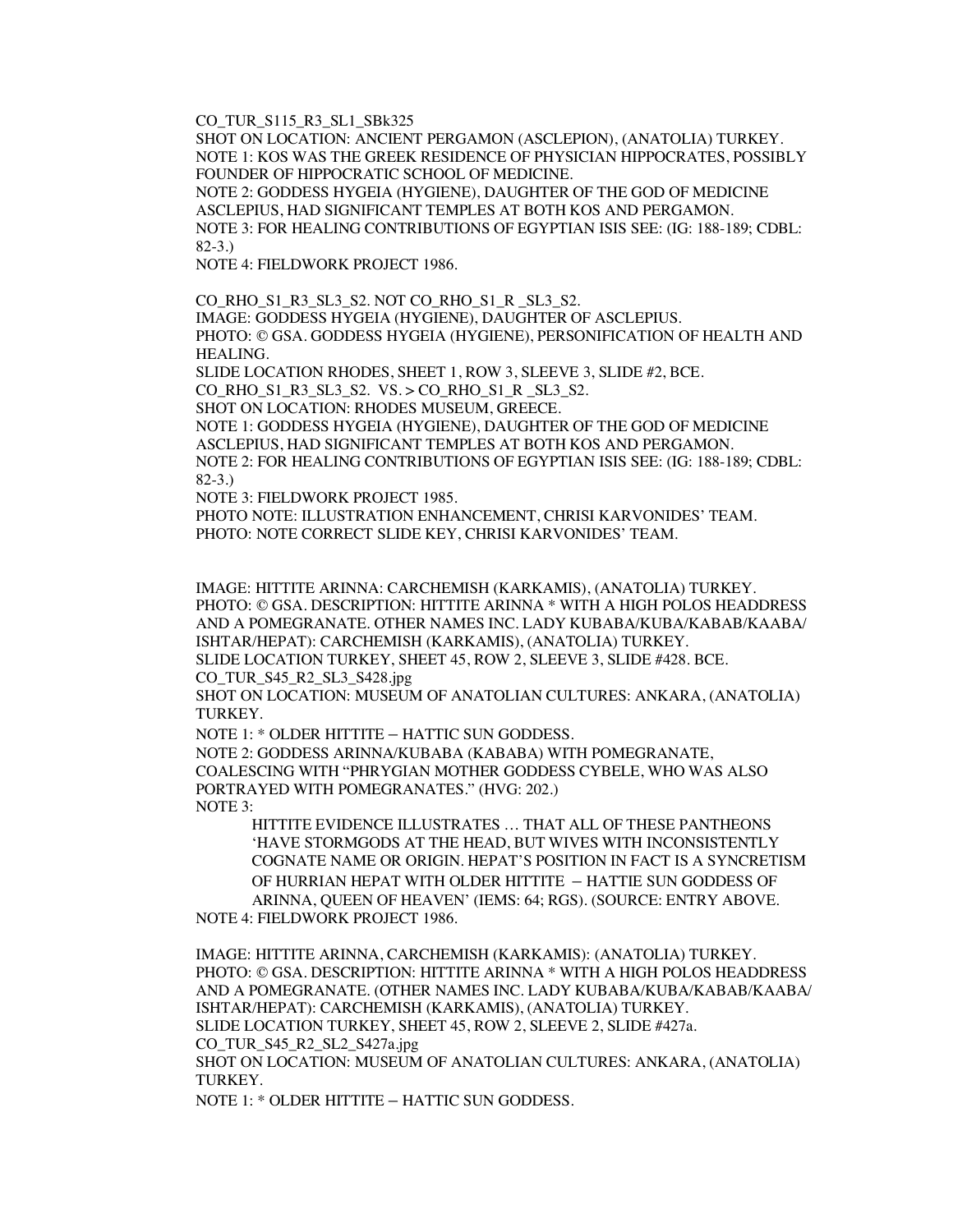CO_TUR_S115_R3_SL1_SBk325
SHOT ON LOCATION: ANCIENT PERGAMON (ASCLEPION), (ANATOLIA) TURKEY.
NOTE 1: KOS WAS THE GREEK RESIDENCE OF PHYSICIAN HIPPOCRATES, POSSIBLY FOUNDER OF HIPPOCRATIC SCHOOL OF MEDICINE.
NOTE 2: GODDESS HYGEIA (HYGIENE), DAUGHTER OF THE GOD OF MEDICINE ASCLEPIUS, HAD SIGNIFICANT TEMPLES AT BOTH KOS AND PERGAMON.
NOTE 3: FOR HEALING CONTRIBUTIONS OF EGYPTIAN ISIS SEE: (IG: 188-189; CDBL: 82-3.)
NOTE 4: FIELDWORK PROJECT 1986.

CO_RHO_S1_R3_SL3_S2. NOT CO_RHO_S1_R _SL3_S2.
IMAGE: GODDESS HYGEIA (HYGIENE), DAUGHTER OF ASCLEPIUS.
PHOTO: © GSA. GODDESS HYGEIA (HYGIENE), PERSONIFICATION OF HEALTH AND HEALING.
SLIDE LOCATION RHODES, SHEET 1, ROW 3, SLEEVE 3, SLIDE #2, BCE.
CO_RHO_S1_R3_SL3_S2. VS. > CO_RHO_S1_R _SL3_S2.
SHOT ON LOCATION: RHODES MUSEUM, GREECE.
NOTE 1: GODDESS HYGEIA (HYGIENE), DAUGHTER OF THE GOD OF MEDICINE ASCLEPIUS, HAD SIGNIFICANT TEMPLES AT BOTH KOS AND PERGAMON.
NOTE 2: FOR HEALING CONTRIBUTIONS OF EGYPTIAN ISIS SEE: (IG: 188-189; CDBL: 82-3.)
NOTE 3: FIELDWORK PROJECT 1985.
PHOTO NOTE: ILLUSTRATION ENHANCEMENT, CHRISI KARVONIDES' TEAM.
PHOTO: NOTE CORRECT SLIDE KEY, CHRISI KARVONIDES' TEAM.

IMAGE: HITTITE ARINNA: CARCHEMISH (KARKAMIS), (ANATOLIA) TURKEY.
PHOTO: © GSA. DESCRIPTION: HITTITE ARINNA * WITH A HIGH POLOS HEADDRESS AND A POMEGRANATE. OTHER NAMES INC. LADY KUBABA/KUBA/KABAB/KAABA/ISHTAR/HEPAT): CARCHEMISH (KARKAMIS), (ANATOLIA) TURKEY.
SLIDE LOCATION TURKEY, SHEET 45, ROW 2, SLEEVE 3, SLIDE #428. BCE.
CO_TUR_S45_R2_SL3_S428.jpg
SHOT ON LOCATION: MUSEUM OF ANATOLIAN CULTURES: ANKARA, (ANATOLIA) TURKEY.
NOTE 1: * OLDER HITTITE – HATTIC SUN GODDESS.
NOTE 2: GODDESS ARINNA/KUBABA (KABABA) WITH POMEGRANATE, COALESCING WITH "PHRYGIAN MOTHER GODDESS CYBELE, WHO WAS ALSO PORTRAYED WITH POMEGRANATES." (HVG: 202.)
NOTE 3:

> HITTITE EVIDENCE ILLUSTRATES … THAT ALL OF THESE PANTHEONS 'HAVE STORMGODS AT THE HEAD, BUT WIVES WITH INCONSISTENTLY COGNATE NAME OR ORIGIN. HEPAT'S POSITION IN FACT IS A SYNCRETISM OF HURRIAN HEPAT WITH OLDER HITTITE – HATTIE SUN GODDESS OF ARINNA, QUEEN OF HEAVEN' (IEMS: 64; RGS). (SOURCE: ENTRY ABOVE.

NOTE 4: FIELDWORK PROJECT 1986.

IMAGE: HITTITE ARINNA, CARCHEMISH (KARKAMIS): (ANATOLIA) TURKEY.
PHOTO: © GSA. DESCRIPTION: HITTITE ARINNA * WITH A HIGH POLOS HEADDRESS AND A POMEGRANATE. (OTHER NAMES INC. LADY KUBABA/KUBA/KABAB/KAABA/ISHTAR/HEPAT): CARCHEMISH (KARKAMIS), (ANATOLIA) TURKEY.
SLIDE LOCATION TURKEY, SHEET 45, ROW 2, SLEEVE 2, SLIDE #427a.
CO_TUR_S45_R2_SL2_S427a.jpg
SHOT ON LOCATION: MUSEUM OF ANATOLIAN CULTURES: ANKARA, (ANATOLIA) TURKEY.
NOTE 1: * OLDER HITTITE – HATTIC SUN GODDESS.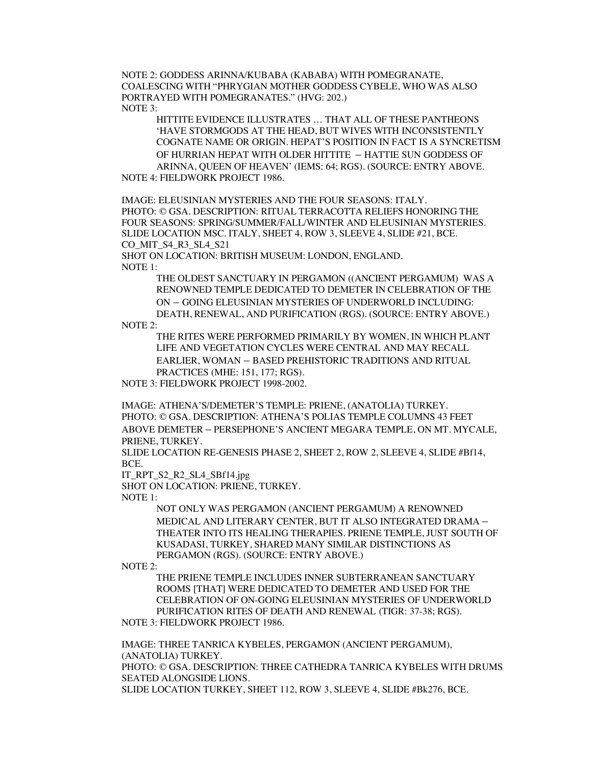NOTE 2: GODDESS ARINNA/KUBABA (KABABA) WITH POMEGRANATE, COALESCING WITH "PHRYGIAN MOTHER GODDESS CYBELE, WHO WAS ALSO PORTRAYED WITH POMEGRANATES." (HVG: 202.)

NOTE 3:

> HITTITE EVIDENCE ILLUSTRATES … THAT ALL OF THESE PANTHEONS 'HAVE STORMGODS AT THE HEAD, BUT WIVES WITH INCONSISTENTLY COGNATE NAME OR ORIGIN. HEPAT'S POSITION IN FACT IS A SYNCRETISM OF HURRIAN HEPAT WITH OLDER HITTITE – HATTIE SUN GODDESS OF ARINNA, QUEEN OF HEAVEN' (IEMS: 64; RGS). (SOURCE: ENTRY ABOVE.

NOTE 4: FIELDWORK PROJECT 1986.

IMAGE: ELEUSINIAN MYSTERIES AND THE FOUR SEASONS: ITALY.
PHOTO: © GSA. DESCRIPTION: RITUAL TERRACOTTA RELIEFS HONORING THE FOUR SEASONS: SPRING/SUMMER/FALL/WINTER AND ELEUSINIAN MYSTERIES.
SLIDE LOCATION MSC. ITALY, SHEET 4, ROW 3, SLEEVE 4, SLIDE #21, BCE.
CO_MIT_S4_R3_SL4_S21
SHOT ON LOCATION: BRITISH MUSEUM: LONDON, ENGLAND.

NOTE 1:

> THE OLDEST SANCTUARY IN PERGAMON ((ANCIENT PERGAMUM) WAS A RENOWNED TEMPLE DEDICATED TO DEMETER IN CELEBRATION OF THE ON – GOING ELEUSINIAN MYSTERIES OF UNDERWORLD INCLUDING: DEATH, RENEWAL, AND PURIFICATION (RGS). (SOURCE: ENTRY ABOVE.)

NOTE 2:

> THE RITES WERE PERFORMED PRIMARILY BY WOMEN, IN WHICH PLANT LIFE AND VEGETATION CYCLES WERE CENTRAL AND MAY RECALL EARLIER, WOMAN – BASED PREHISTORIC TRADITIONS AND RITUAL PRACTICES (MHE: 151, 177; RGS).

NOTE 3: FIELDWORK PROJECT 1998-2002.

IMAGE: ATHENA'S/DEMETER'S TEMPLE: PRIENE, (ANATOLIA) TURKEY.
PHOTO: © GSA. DESCRIPTION: ATHENA'S POLIAS TEMPLE COLUMNS 43 FEET ABOVE DEMETER – PERSEPHONE'S ANCIENT MEGARA TEMPLE, ON MT. MYCALE, PRIENE, TURKEY.
SLIDE LOCATION RE-GENESIS PHASE 2, SHEET 2, ROW 2, SLEEVE 4, SLIDE #Bf14, BCE.
IT_RPT_S2_R2_SL4_SBf14.jpg
SHOT ON LOCATION: PRIENE, TURKEY.

NOTE 1:

> NOT ONLY WAS PERGAMON (ANCIENT PERGAMUM) A RENOWNED MEDICAL AND LITERARY CENTER, BUT IT ALSO INTEGRATED DRAMA – THEATER INTO ITS HEALING THERAPIES. PRIENE TEMPLE, JUST SOUTH OF KUSADASI, TURKEY, SHARED MANY SIMILAR DISTINCTIONS AS PERGAMON (RGS). (SOURCE: ENTRY ABOVE.)

NOTE 2:

> THE PRIENE TEMPLE INCLUDES INNER SUBTERRANEAN SANCTUARY ROOMS [THAT] WERE DEDICATED TO DEMETER AND USED FOR THE CELEBRATION OF ON-GOING ELEUSINIAN MYSTERIES OF UNDERWORLD PURIFICATION RITES OF DEATH AND RENEWAL (TIGR: 37-38; RGS).

NOTE 3: FIELDWORK PROJECT 1986.

IMAGE: THREE TANRICA KYBELES, PERGAMON (ANCIENT PERGAMUM), (ANATOLIA) TURKEY.
PHOTO: © GSA. DESCRIPTION: THREE CATHEDRA TANRICA KYBELES WITH DRUMS SEATED ALONGSIDE LIONS.
SLIDE LOCATION TURKEY, SHEET 112, ROW 3, SLEEVE 4, SLIDE #Bk276, BCE.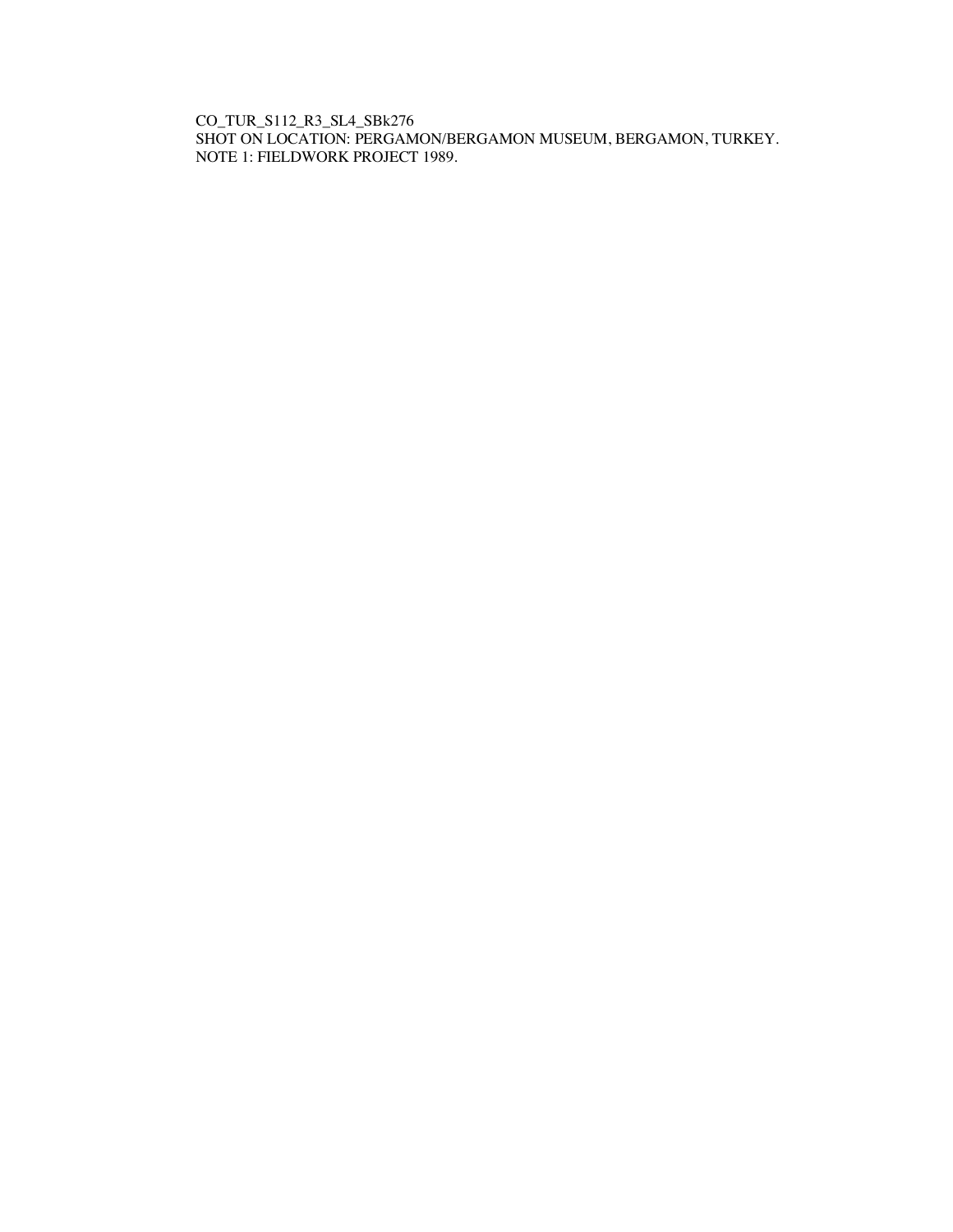CO_TUR_S112_R3_SL4_SBk276
SHOT ON LOCATION: PERGAMON/BERGAMON MUSEUM, BERGAMON, TURKEY.
NOTE 1: FIELDWORK PROJECT 1989.